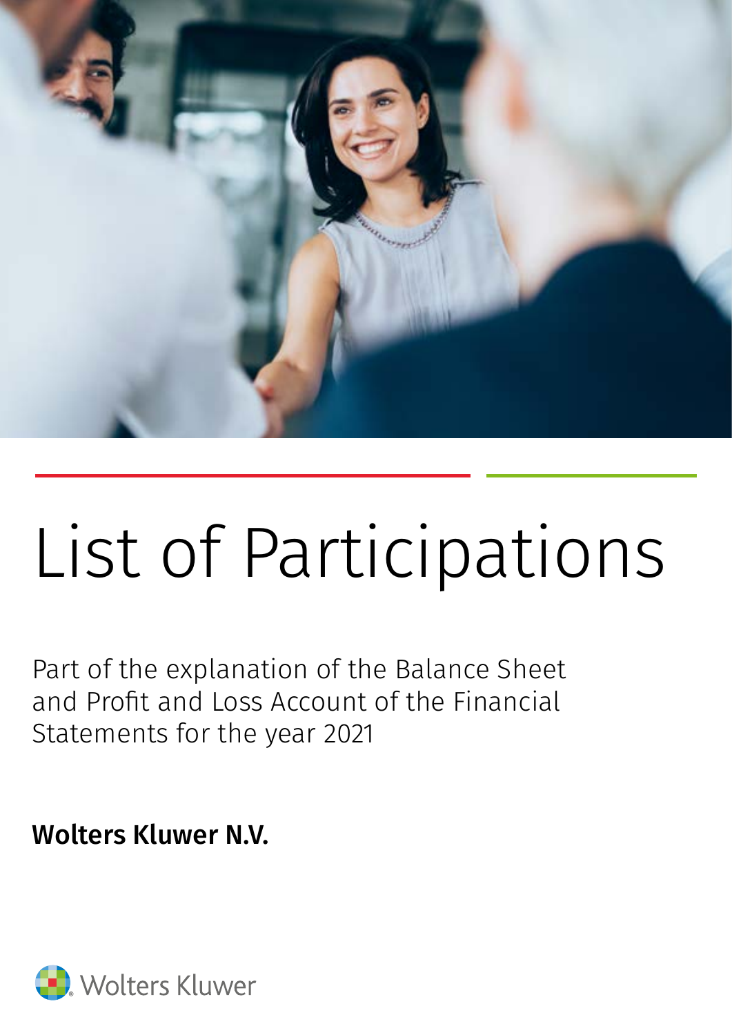# List of Participations

Part of the explanation of the Balance Sheet and Profit and Loss Account of the Financial Statements for the year 2021

**Wolters Kluwer N.V.**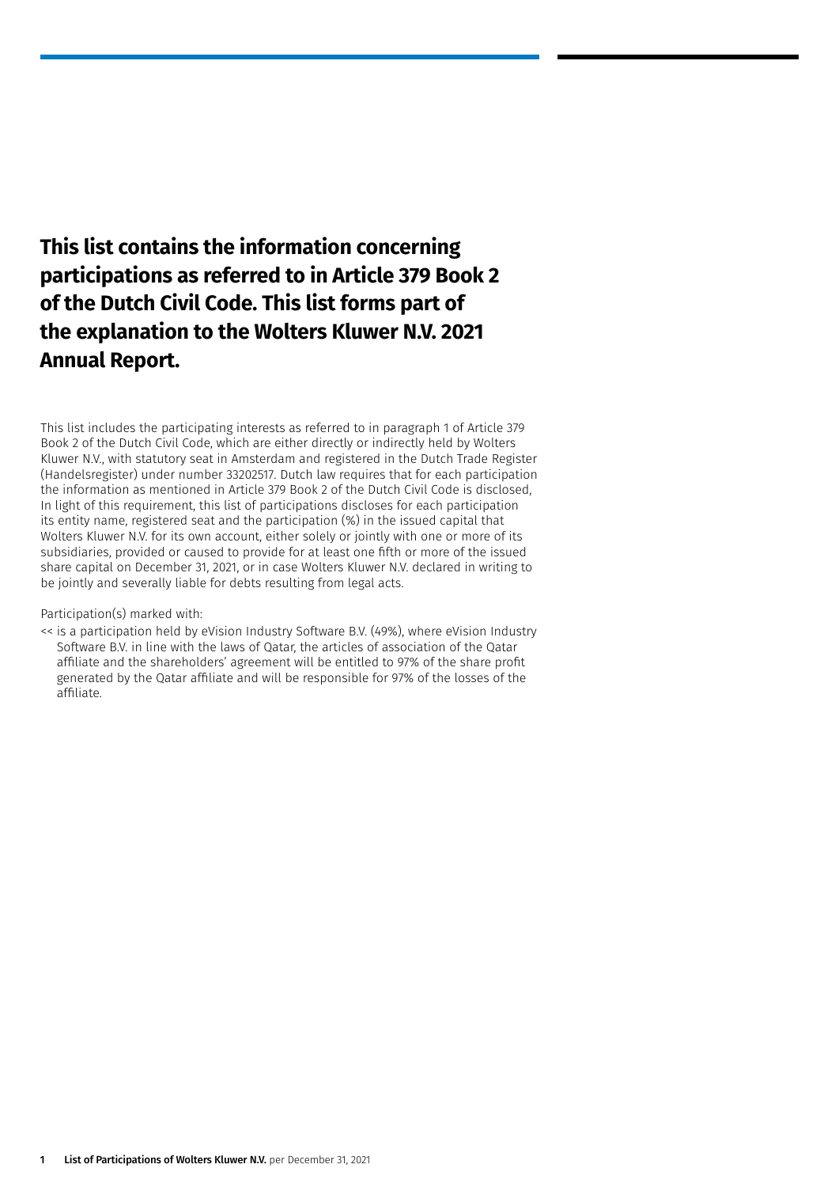# This list contains the information concerning participations as referred to in Article 379 Book 2 of the Dutch Civil Code. This list forms part of the explanation to the Wolters Kluwer N.V. 2021 Annual Report.

This list includes the participating interests as referred to in paragraph 1 of Article 379 Book 2 of the Dutch Civil Code, which are either directly or indirectly held by Wolters Kluwer N.V., with statutory seat in Amsterdam and registered in the Dutch Trade Register (Handelsregister) under number 33202517. Dutch law requires that for each participation the information as mentioned in Article 379 Book 2 of the Dutch Civil Code is disclosed, In light of this requirement, this list of participations discloses for each participation its entity name, registered seat and the participation (%) in the issued capital that Wolters Kluwer N.V. for its own account, either solely or jointly with one or more of its subsidiaries, provided or caused to provide for at least one fifth or more of the issued share capital on December 31, 2021, or in case Wolters Kluwer N.V. declared in writing to be jointly and severally liable for debts resulting from legal acts.

Participation(s) marked with:

<< is a participation held by eVision Industry Software B.V. (49%), where eVision Industry Software B.V. in line with the laws of Qatar, the articles of association of the Qatar affiliate and the shareholders' agreement will be entitled to 97% of the share profit generated by the Qatar affiliate and will be responsible for 97% of the losses of the affiliate.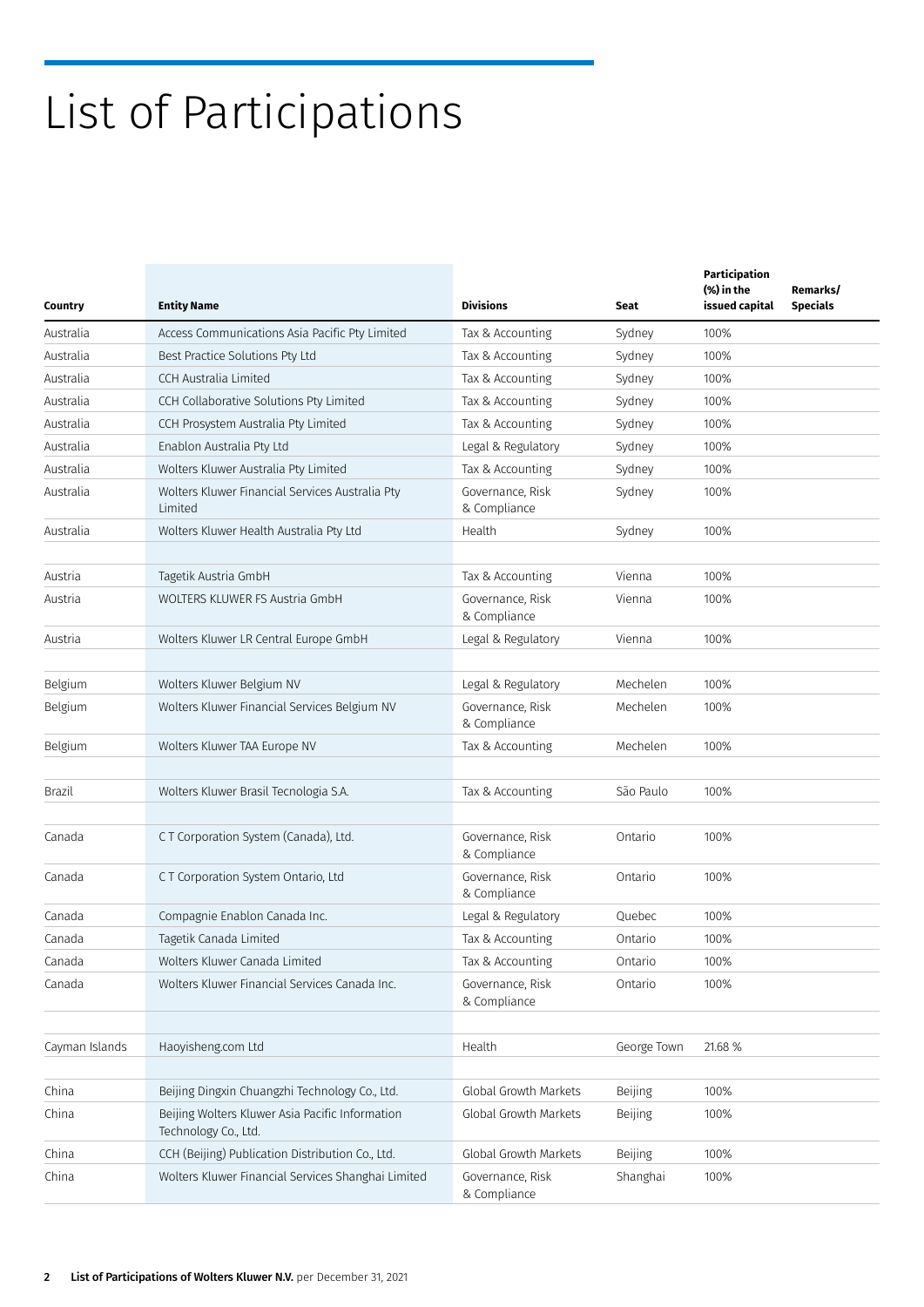# List of Participations

| Country | Entity Name | Divisions | Seat | Participation (%) in the issued capital | Remarks/ Specials |
|---|---|---|---|---|---|
| Australia | Access Communications Asia Pacific Pty Limited | Tax & Accounting | Sydney | 100% | |
| Australia | Best Practice Solutions Pty Ltd | Tax & Accounting | Sydney | 100% | |
| Australia | CCH Australia Limited | Tax & Accounting | Sydney | 100% | |
| Australia | CCH Collaborative Solutions Pty Limited | Tax & Accounting | Sydney | 100% | |
| Australia | CCH Prosystem Australia Pty Limited | Tax & Accounting | Sydney | 100% | |
| Australia | Enablon Australia Pty Ltd | Legal & Regulatory | Sydney | 100% | |
| Australia | Wolters Kluwer Australia Pty Limited | Tax & Accounting | Sydney | 100% | |
| Australia | Wolters Kluwer Financial Services Australia Pty Limited | Governance, Risk & Compliance | Sydney | 100% | |
| Australia | Wolters Kluwer Health Australia Pty Ltd | Health | Sydney | 100% | |
| | | | | | |
| Austria | Tagetik Austria GmbH | Tax & Accounting | Vienna | 100% | |
| Austria | WOLTERS KLUWER FS Austria GmbH | Governance, Risk & Compliance | Vienna | 100% | |
| Austria | Wolters Kluwer LR Central Europe GmbH | Legal & Regulatory | Vienna | 100% | |
| | | | | | |
| Belgium | Wolters Kluwer Belgium NV | Legal & Regulatory | Mechelen | 100% | |
| Belgium | Wolters Kluwer Financial Services Belgium NV | Governance, Risk & Compliance | Mechelen | 100% | |
| Belgium | Wolters Kluwer TAA Europe NV | Tax & Accounting | Mechelen | 100% | |
| | | | | | |
| Brazil | Wolters Kluwer Brasil Tecnologia S.A. | Tax & Accounting | São Paulo | 100% | |
| | | | | | |
| Canada | C T Corporation System (Canada), Ltd. | Governance, Risk & Compliance | Ontario | 100% | |
| Canada | C T Corporation System Ontario, Ltd | Governance, Risk & Compliance | Ontario | 100% | |
| Canada | Compagnie Enablon Canada Inc. | Legal & Regulatory | Quebec | 100% | |
| Canada | Tagetik Canada Limited | Tax & Accounting | Ontario | 100% | |
| Canada | Wolters Kluwer Canada Limited | Tax & Accounting | Ontario | 100% | |
| Canada | Wolters Kluwer Financial Services Canada Inc. | Governance, Risk & Compliance | Ontario | 100% | |
| | | | | | |
| Cayman Islands | Haoyisheng.com Ltd | Health | George Town | 21.68 % | |
| | | | | | |
| China | Beijing Dingxin Chuangzhi Technology Co., Ltd. | Global Growth Markets | Beijing | 100% | |
| China | Beijing Wolters Kluwer Asia Pacific Information Technology Co., Ltd. | Global Growth Markets | Beijing | 100% | |
| China | CCH (Beijing) Publication Distribution Co., Ltd. | Global Growth Markets | Beijing | 100% | |
| China | Wolters Kluwer Financial Services Shanghai Limited | Governance, Risk & Compliance | Shanghai | 100% | |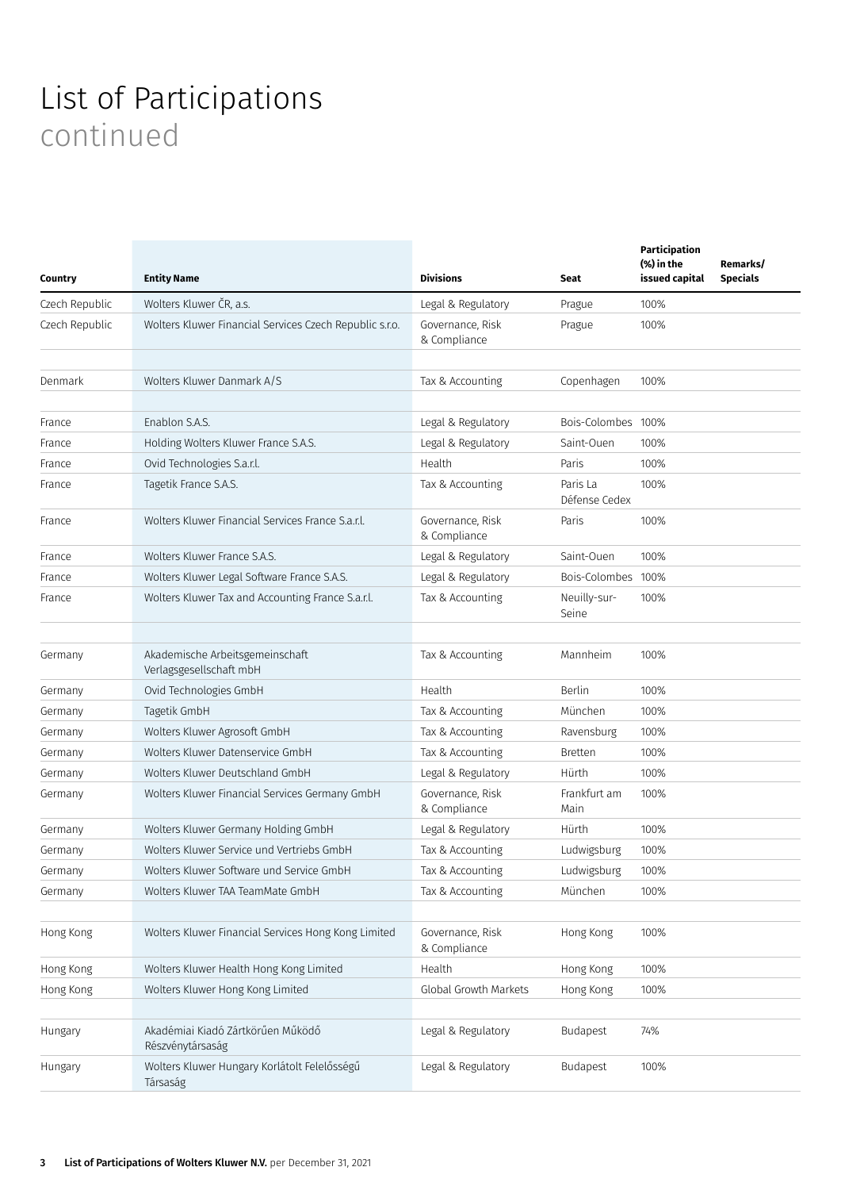# List of Participations continued

| Country | Entity Name | Divisions | Seat | Participation (%) in the issued capital | Remarks/ Specials |
|---|---|---|---|---|---|
| Czech Republic | Wolters Kluwer ČR, a.s. | Legal & Regulatory | Prague | 100% | |
| Czech Republic | Wolters Kluwer Financial Services Czech Republic s.r.o. | Governance, Risk & Compliance | Prague | 100% | |
| | | | | | |
| Denmark | Wolters Kluwer Danmark A/S | Tax & Accounting | Copenhagen | 100% | |
| | | | | | |
| France | Enablon S.A.S. | Legal & Regulatory | Bois-Colombes | 100% | |
| France | Holding Wolters Kluwer France S.A.S. | Legal & Regulatory | Saint-Ouen | 100% | |
| France | Ovid Technologies S.a.r.l. | Health | Paris | 100% | |
| France | Tagetik France S.A.S. | Tax & Accounting | Paris La Défense Cedex | 100% | |
| France | Wolters Kluwer Financial Services France S.a.r.l. | Governance, Risk & Compliance | Paris | 100% | |
| France | Wolters Kluwer France S.A.S. | Legal & Regulatory | Saint-Ouen | 100% | |
| France | Wolters Kluwer Legal Software France S.A.S. | Legal & Regulatory | Bois-Colombes | 100% | |
| France | Wolters Kluwer Tax and Accounting France S.a.r.l. | Tax & Accounting | Neuilly-sur-Seine | 100% | |
| | | | | | |
| Germany | Akademische Arbeitsgemeinschaft Verlagsgesellschaft mbH | Tax & Accounting | Mannheim | 100% | |
| Germany | Ovid Technologies GmbH | Health | Berlin | 100% | |
| Germany | Tagetik GmbH | Tax & Accounting | München | 100% | |
| Germany | Wolters Kluwer Agrosoft GmbH | Tax & Accounting | Ravensburg | 100% | |
| Germany | Wolters Kluwer Datenservice GmbH | Tax & Accounting | Bretten | 100% | |
| Germany | Wolters Kluwer Deutschland GmbH | Legal & Regulatory | Hürth | 100% | |
| Germany | Wolters Kluwer Financial Services Germany GmbH | Governance, Risk & Compliance | Frankfurt am Main | 100% | |
| Germany | Wolters Kluwer Germany Holding GmbH | Legal & Regulatory | Hürth | 100% | |
| Germany | Wolters Kluwer Service und Vertriebs GmbH | Tax & Accounting | Ludwigsburg | 100% | |
| Germany | Wolters Kluwer Software und Service GmbH | Tax & Accounting | Ludwigsburg | 100% | |
| Germany | Wolters Kluwer TAA TeamMate GmbH | Tax & Accounting | München | 100% | |
| | | | | | |
| Hong Kong | Wolters Kluwer Financial Services Hong Kong Limited | Governance, Risk & Compliance | Hong Kong | 100% | |
| Hong Kong | Wolters Kluwer Health Hong Kong Limited | Health | Hong Kong | 100% | |
| Hong Kong | Wolters Kluwer Hong Kong Limited | Global Growth Markets | Hong Kong | 100% | |
| | | | | | |
| Hungary | Akadémiai Kiadó Zártkörűen Működő Részvénytársaság | Legal & Regulatory | Budapest | 74% | |
| Hungary | Wolters Kluwer Hungary Korlátolt Felelősségű Társaság | Legal & Regulatory | Budapest | 100% | |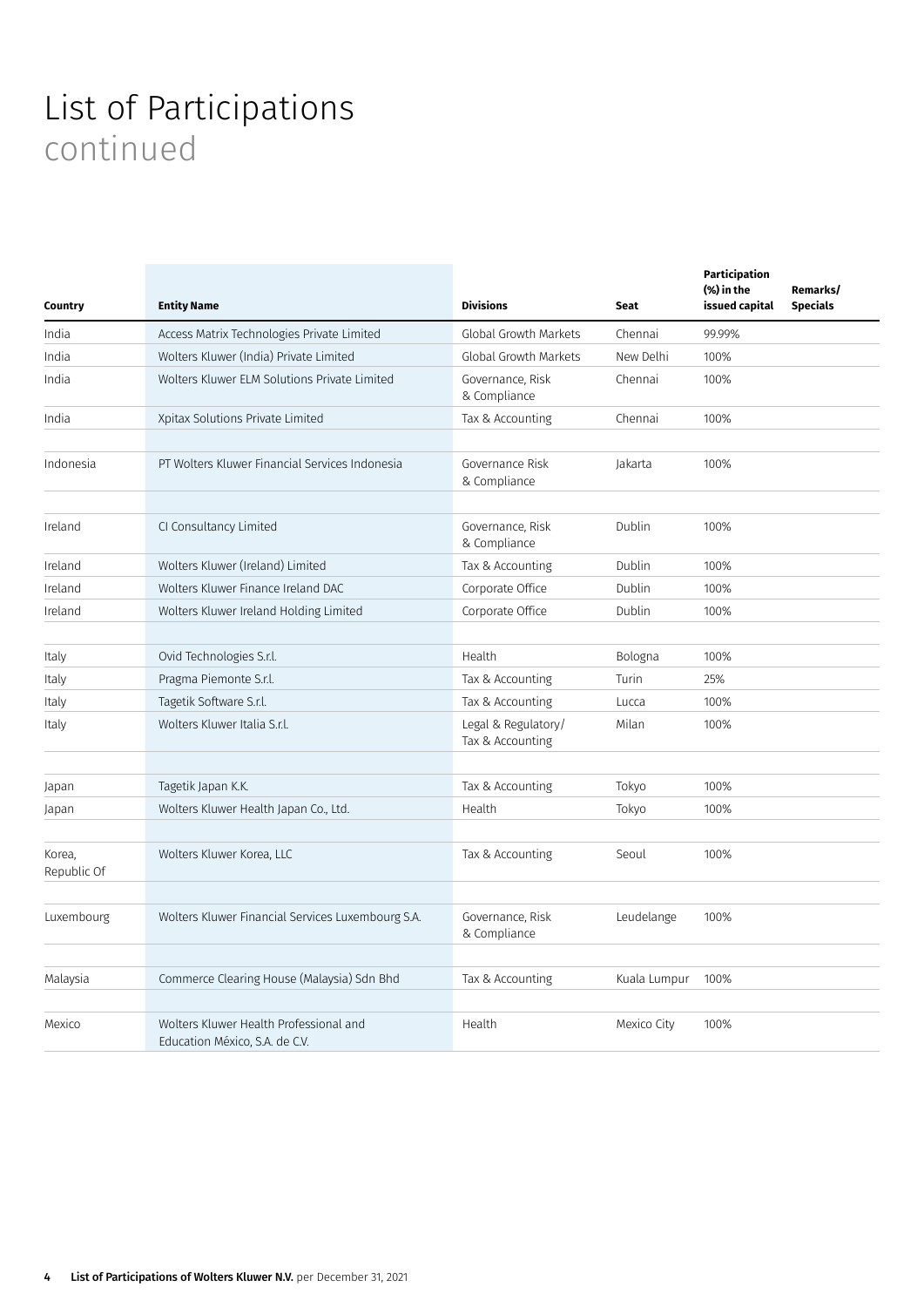# List of Participations

continued

| Country | Entity Name | Divisions | Seat | Participation (%) in the issued capital | Remarks/ Specials |
|---|---|---|---|---|---|
| India | Access Matrix Technologies Private Limited | Global Growth Markets | Chennai | 99.99% | |
| India | Wolters Kluwer (India) Private Limited | Global Growth Markets | New Delhi | 100% | |
| India | Wolters Kluwer ELM Solutions Private Limited | Governance, Risk & Compliance | Chennai | 100% | |
| India | Xpitax Solutions Private Limited | Tax & Accounting | Chennai | 100% | |
| | | | | | |
| Indonesia | PT Wolters Kluwer Financial Services Indonesia | Governance Risk & Compliance | Jakarta | 100% | |
| | | | | | |
| Ireland | CI Consultancy Limited | Governance, Risk & Compliance | Dublin | 100% | |
| Ireland | Wolters Kluwer (Ireland) Limited | Tax & Accounting | Dublin | 100% | |
| Ireland | Wolters Kluwer Finance Ireland DAC | Corporate Office | Dublin | 100% | |
| Ireland | Wolters Kluwer Ireland Holding Limited | Corporate Office | Dublin | 100% | |
| | | | | | |
| Italy | Ovid Technologies S.r.l. | Health | Bologna | 100% | |
| Italy | Pragma Piemonte S.r.l. | Tax & Accounting | Turin | 25% | |
| Italy | Tagetik Software S.r.l. | Tax & Accounting | Lucca | 100% | |
| Italy | Wolters Kluwer Italia S.r.l. | Legal & Regulatory/ Tax & Accounting | Milan | 100% | |
| | | | | | |
| Japan | Tagetik Japan K.K. | Tax & Accounting | Tokyo | 100% | |
| Japan | Wolters Kluwer Health Japan Co., Ltd. | Health | Tokyo | 100% | |
| | | | | | |
| Korea, Republic Of | Wolters Kluwer Korea, LLC | Tax & Accounting | Seoul | 100% | |
| | | | | | |
| Luxembourg | Wolters Kluwer Financial Services Luxembourg S.A. | Governance, Risk & Compliance | Leudelange | 100% | |
| | | | | | |
| Malaysia | Commerce Clearing House (Malaysia) Sdn Bhd | Tax & Accounting | Kuala Lumpur | 100% | |
| | | | | | |
| Mexico | Wolters Kluwer Health Professional and Education México, S.A. de C.V. | Health | Mexico City | 100% | |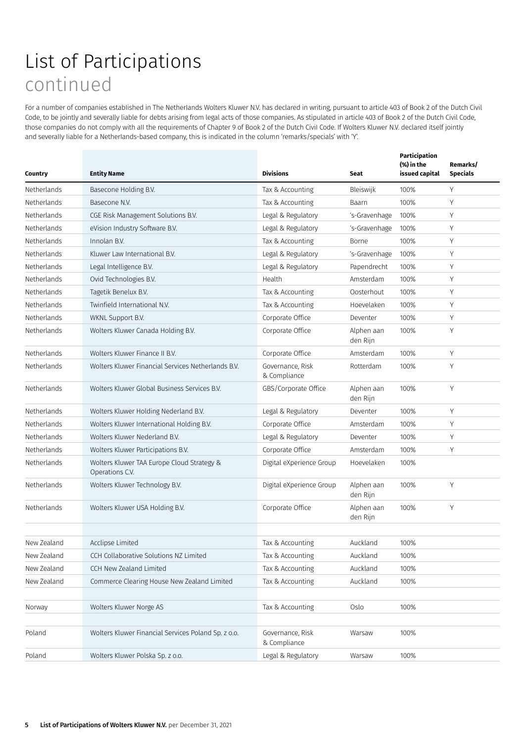# List of Participations
continued

For a number of companies established in The Netherlands Wolters Kluwer N.V. has declared in writing, pursuant to article 403 of Book 2 of the Dutch Civil Code, to be jointly and severally liable for debts arising from legal acts of those companies. As stipulated in article 403 of Book 2 of the Dutch Civil Code, those companies do not comply with all the requirements of Chapter 9 of Book 2 of the Dutch Civil Code. If Wolters Kluwer N.V. declared itself jointly and severally liable for a Netherlands-based company, this is indicated in the column 'remarks/specials' with 'Y'.

| Country | Entity Name | Divisions | Seat | Participation (%) in the issued capital | Remarks/ Specials |
|---|---|---|---|---|---|
| Netherlands | Basecone Holding B.V. | Tax & Accounting | Bleiswijk | 100% | Y |
| Netherlands | Basecone N.V. | Tax & Accounting | Baarn | 100% | Y |
| Netherlands | CGE Risk Management Solutions B.V. | Legal & Regulatory | 's-Gravenhage | 100% | Y |
| Netherlands | eVision Industry Software B.V. | Legal & Regulatory | 's-Gravenhage | 100% | Y |
| Netherlands | Innolan B.V. | Tax & Accounting | Borne | 100% | Y |
| Netherlands | Kluwer Law International B.V. | Legal & Regulatory | 's-Gravenhage | 100% | Y |
| Netherlands | Legal Intelligence B.V. | Legal & Regulatory | Papendrecht | 100% | Y |
| Netherlands | Ovid Technologies B.V. | Health | Amsterdam | 100% | Y |
| Netherlands | Tagetik Benelux B.V. | Tax & Accounting | Oosterhout | 100% | Y |
| Netherlands | Twinfield International N.V. | Tax & Accounting | Hoevelaken | 100% | Y |
| Netherlands | WKNL Support B.V. | Corporate Office | Deventer | 100% | Y |
| Netherlands | Wolters Kluwer Canada Holding B.V. | Corporate Office | Alphen aan den Rijn | 100% | Y |
| Netherlands | Wolters Kluwer Finance II B.V. | Corporate Office | Amsterdam | 100% | Y |
| Netherlands | Wolters Kluwer Financial Services Netherlands B.V. | Governance, Risk & Compliance | Rotterdam | 100% | Y |
| Netherlands | Wolters Kluwer Global Business Services B.V. | GBS/Corporate Office | Alphen aan den Rijn | 100% | Y |
| Netherlands | Wolters Kluwer Holding Nederland B.V. | Legal & Regulatory | Deventer | 100% | Y |
| Netherlands | Wolters Kluwer International Holding B.V. | Corporate Office | Amsterdam | 100% | Y |
| Netherlands | Wolters Kluwer Nederland B.V. | Legal & Regulatory | Deventer | 100% | Y |
| Netherlands | Wolters Kluwer Participations B.V. | Corporate Office | Amsterdam | 100% | Y |
| Netherlands | Wolters Kluwer TAA Europe Cloud Strategy & Operations C.V. | Digital eXperience Group | Hoevelaken | 100% | |
| Netherlands | Wolters Kluwer Technology B.V. | Digital eXperience Group | Alphen aan den Rijn | 100% | Y |
| Netherlands | Wolters Kluwer USA Holding B.V. | Corporate Office | Alphen aan den Rijn | 100% | Y |
| | | | | | |
| New Zealand | Acclipse Limited | Tax & Accounting | Auckland | 100% | |
| New Zealand | CCH Collaborative Solutions NZ Limited | Tax & Accounting | Auckland | 100% | |
| New Zealand | CCH New Zealand Limited | Tax & Accounting | Auckland | 100% | |
| New Zealand | Commerce Clearing House New Zealand Limited | Tax & Accounting | Auckland | 100% | |
| | | | | | |
| Norway | Wolters Kluwer Norge AS | Tax & Accounting | Oslo | 100% | |
| | | | | | |
| Poland | Wolters Kluwer Financial Services Poland Sp. z o.o. | Governance, Risk & Compliance | Warsaw | 100% | |
| Poland | Wolters Kluwer Polska Sp. z o.o. | Legal & Regulatory | Warsaw | 100% | |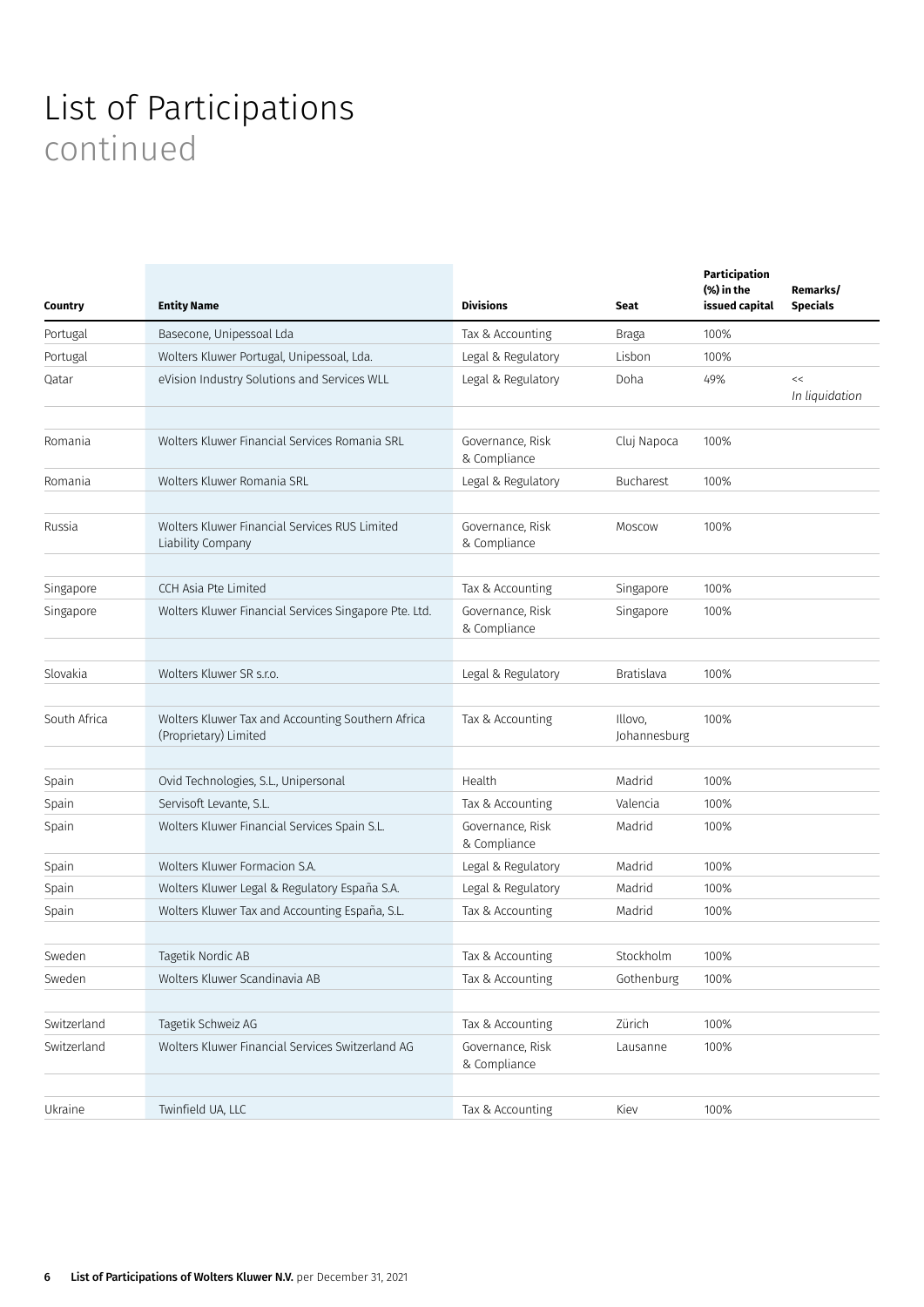# List of Participations continued

| Country | Entity Name | Divisions | Seat | Participation (%) in the issued capital | Remarks/ Specials |
|---|---|---|---|---|---|
| Portugal | Basecone, Unipessoal Lda | Tax & Accounting | Braga | 100% | |
| Portugal | Wolters Kluwer Portugal, Unipessoal, Lda. | Legal & Regulatory | Lisbon | 100% | |
| Qatar | eVision Industry Solutions and Services WLL | Legal & Regulatory | Doha | 49% | << *In liquidation* |
| | | | | | |
| Romania | Wolters Kluwer Financial Services Romania SRL | Governance, Risk & Compliance | Cluj Napoca | 100% | |
| Romania | Wolters Kluwer Romania SRL | Legal & Regulatory | Bucharest | 100% | |
| | | | | | |
| Russia | Wolters Kluwer Financial Services RUS Limited Liability Company | Governance, Risk & Compliance | Moscow | 100% | |
| | | | | | |
| Singapore | CCH Asia Pte Limited | Tax & Accounting | Singapore | 100% | |
| Singapore | Wolters Kluwer Financial Services Singapore Pte. Ltd. | Governance, Risk & Compliance | Singapore | 100% | |
| | | | | | |
| Slovakia | Wolters Kluwer SR s.r.o. | Legal & Regulatory | Bratislava | 100% | |
| | | | | | |
| South Africa | Wolters Kluwer Tax and Accounting Southern Africa (Proprietary) Limited | Tax & Accounting | Illovo, Johannesburg | 100% | |
| | | | | | |
| Spain | Ovid Technologies, S.L., Unipersonal | Health | Madrid | 100% | |
| Spain | Servisoft Levante, S.L. | Tax & Accounting | Valencia | 100% | |
| Spain | Wolters Kluwer Financial Services Spain S.L. | Governance, Risk & Compliance | Madrid | 100% | |
| Spain | Wolters Kluwer Formacion S.A. | Legal & Regulatory | Madrid | 100% | |
| Spain | Wolters Kluwer Legal & Regulatory España S.A. | Legal & Regulatory | Madrid | 100% | |
| Spain | Wolters Kluwer Tax and Accounting España, S.L. | Tax & Accounting | Madrid | 100% | |
| | | | | | |
| Sweden | Tagetik Nordic AB | Tax & Accounting | Stockholm | 100% | |
| Sweden | Wolters Kluwer Scandinavia AB | Tax & Accounting | Gothenburg | 100% | |
| | | | | | |
| Switzerland | Tagetik Schweiz AG | Tax & Accounting | Zürich | 100% | |
| Switzerland | Wolters Kluwer Financial Services Switzerland AG | Governance, Risk & Compliance | Lausanne | 100% | |
| | | | | | |
| Ukraine | Twinfield UA, LLC | Tax & Accounting | Kiev | 100% | |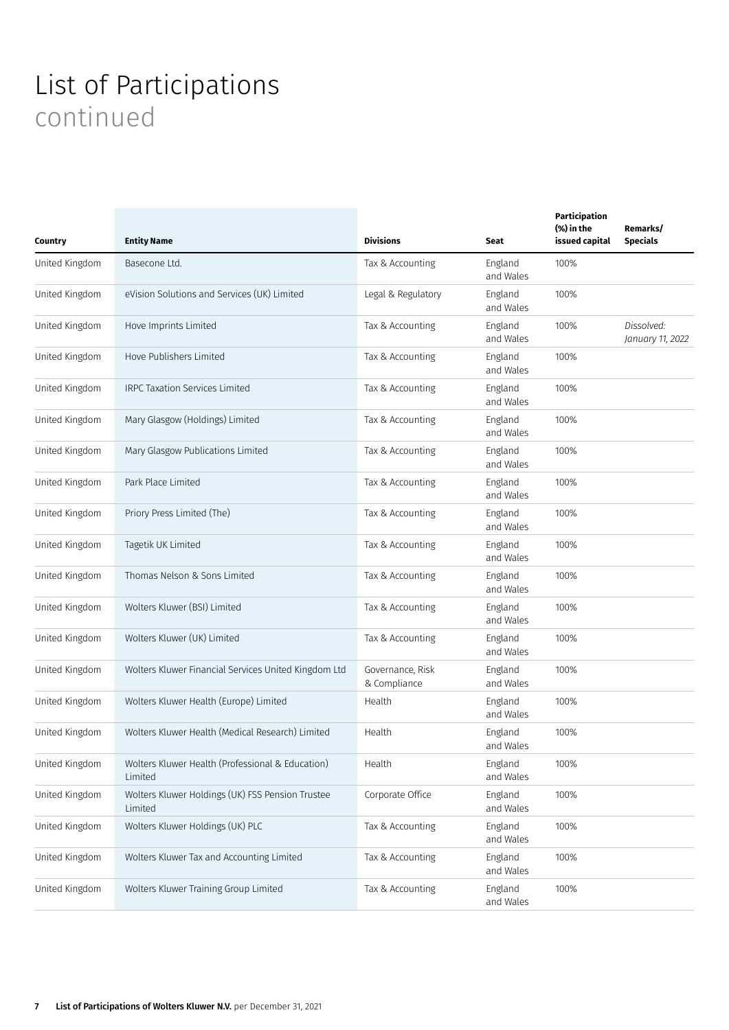# List of Participations
continued

| Country | Entity Name | Divisions | Seat | Participation (%) in the issued capital | Remarks/ Specials |
|---|---|---|---|---|---|
| United Kingdom | Basecone Ltd. | Tax & Accounting | England and Wales | 100% | |
| United Kingdom | eVision Solutions and Services (UK) Limited | Legal & Regulatory | England and Wales | 100% | |
| United Kingdom | Hove Imprints Limited | Tax & Accounting | England and Wales | 100% | *Dissolved: January 11, 2022* |
| United Kingdom | Hove Publishers Limited | Tax & Accounting | England and Wales | 100% | |
| United Kingdom | IRPC Taxation Services Limited | Tax & Accounting | England and Wales | 100% | |
| United Kingdom | Mary Glasgow (Holdings) Limited | Tax & Accounting | England and Wales | 100% | |
| United Kingdom | Mary Glasgow Publications Limited | Tax & Accounting | England and Wales | 100% | |
| United Kingdom | Park Place Limited | Tax & Accounting | England and Wales | 100% | |
| United Kingdom | Priory Press Limited (The) | Tax & Accounting | England and Wales | 100% | |
| United Kingdom | Tagetik UK Limited | Tax & Accounting | England and Wales | 100% | |
| United Kingdom | Thomas Nelson & Sons Limited | Tax & Accounting | England and Wales | 100% | |
| United Kingdom | Wolters Kluwer (BSI) Limited | Tax & Accounting | England and Wales | 100% | |
| United Kingdom | Wolters Kluwer (UK) Limited | Tax & Accounting | England and Wales | 100% | |
| United Kingdom | Wolters Kluwer Financial Services United Kingdom Ltd | Governance, Risk & Compliance | England and Wales | 100% | |
| United Kingdom | Wolters Kluwer Health (Europe) Limited | Health | England and Wales | 100% | |
| United Kingdom | Wolters Kluwer Health (Medical Research) Limited | Health | England and Wales | 100% | |
| United Kingdom | Wolters Kluwer Health (Professional & Education) Limited | Health | England and Wales | 100% | |
| United Kingdom | Wolters Kluwer Holdings (UK) FSS Pension Trustee Limited | Corporate Office | England and Wales | 100% | |
| United Kingdom | Wolters Kluwer Holdings (UK) PLC | Tax & Accounting | England and Wales | 100% | |
| United Kingdom | Wolters Kluwer Tax and Accounting Limited | Tax & Accounting | England and Wales | 100% | |
| United Kingdom | Wolters Kluwer Training Group Limited | Tax & Accounting | England and Wales | 100% | |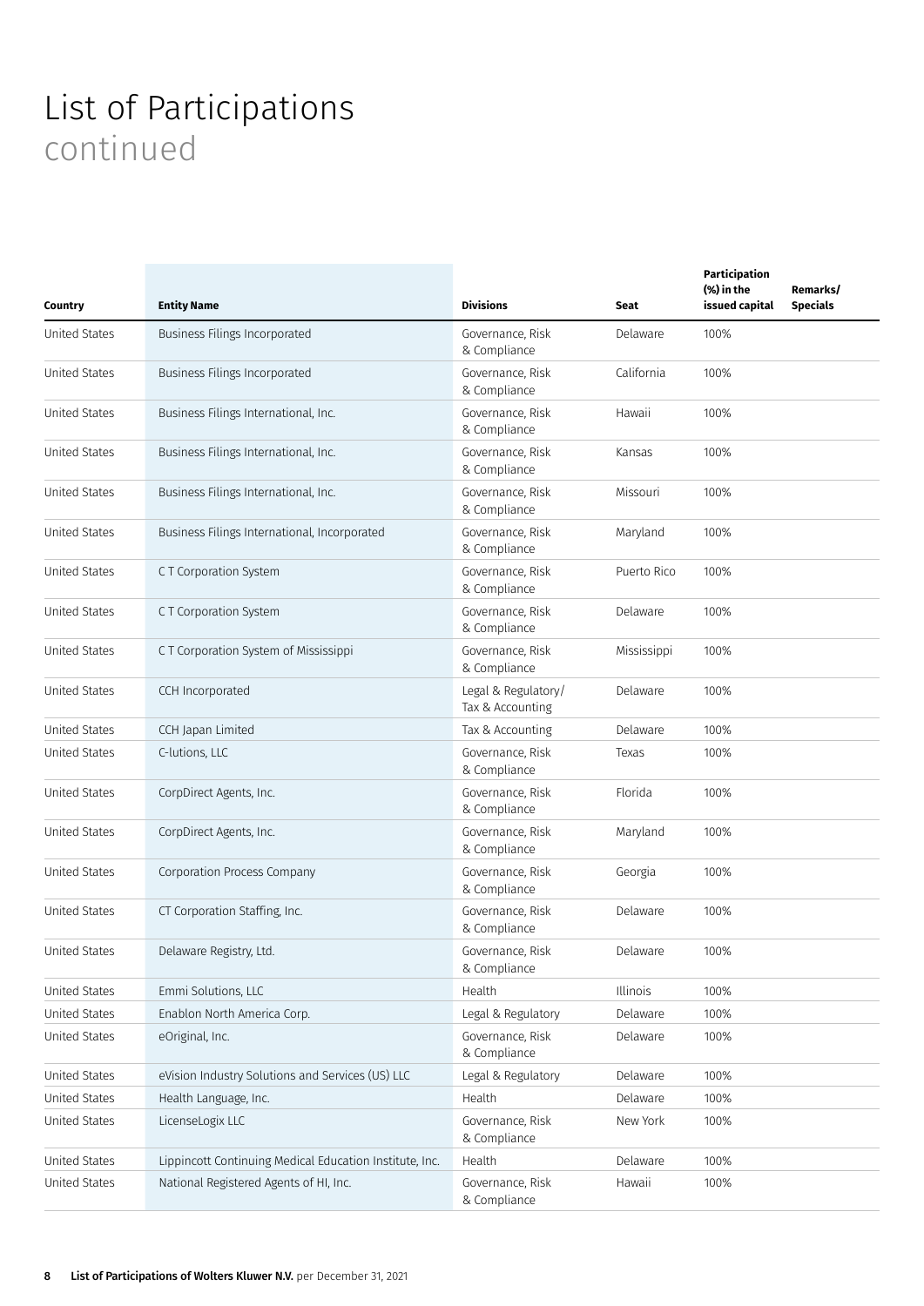# List of Participations
continued

| Country | Entity Name | Divisions | Seat | Participation (%) in the issued capital | Remarks/ Specials |
|---|---|---|---|---|---|
| United States | Business Filings Incorporated | Governance, Risk & Compliance | Delaware | 100% | |
| United States | Business Filings Incorporated | Governance, Risk & Compliance | California | 100% | |
| United States | Business Filings International, Inc. | Governance, Risk & Compliance | Hawaii | 100% | |
| United States | Business Filings International, Inc. | Governance, Risk & Compliance | Kansas | 100% | |
| United States | Business Filings International, Inc. | Governance, Risk & Compliance | Missouri | 100% | |
| United States | Business Filings International, Incorporated | Governance, Risk & Compliance | Maryland | 100% | |
| United States | C T Corporation System | Governance, Risk & Compliance | Puerto Rico | 100% | |
| United States | C T Corporation System | Governance, Risk & Compliance | Delaware | 100% | |
| United States | C T Corporation System of Mississippi | Governance, Risk & Compliance | Mississippi | 100% | |
| United States | CCH Incorporated | Legal & Regulatory/ Tax & Accounting | Delaware | 100% | |
| United States | CCH Japan Limited | Tax & Accounting | Delaware | 100% | |
| United States | C-lutions, LLC | Governance, Risk & Compliance | Texas | 100% | |
| United States | CorpDirect Agents, Inc. | Governance, Risk & Compliance | Florida | 100% | |
| United States | CorpDirect Agents, Inc. | Governance, Risk & Compliance | Maryland | 100% | |
| United States | Corporation Process Company | Governance, Risk & Compliance | Georgia | 100% | |
| United States | CT Corporation Staffing, Inc. | Governance, Risk & Compliance | Delaware | 100% | |
| United States | Delaware Registry, Ltd. | Governance, Risk & Compliance | Delaware | 100% | |
| United States | Emmi Solutions, LLC | Health | Illinois | 100% | |
| United States | Enablon North America Corp. | Legal & Regulatory | Delaware | 100% | |
| United States | eOriginal, Inc. | Governance, Risk & Compliance | Delaware | 100% | |
| United States | eVision Industry Solutions and Services (US) LLC | Legal & Regulatory | Delaware | 100% | |
| United States | Health Language, Inc. | Health | Delaware | 100% | |
| United States | LicenseLogix LLC | Governance, Risk & Compliance | New York | 100% | |
| United States | Lippincott Continuing Medical Education Institute, Inc. | Health | Delaware | 100% | |
| United States | National Registered Agents of HI, Inc. | Governance, Risk & Compliance | Hawaii | 100% | |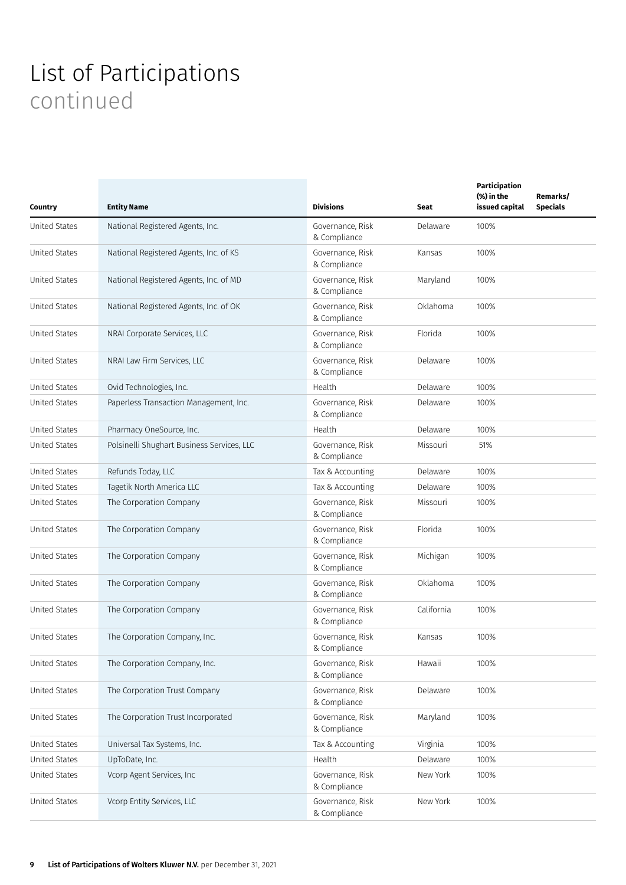# List of Participations
continued

| Country | Entity Name | Divisions | Seat | Participation (%) in the issued capital | Remarks/ Specials |
|---|---|---|---|---|---|
| United States | National Registered Agents, Inc. | Governance, Risk & Compliance | Delaware | 100% | |
| United States | National Registered Agents, Inc. of KS | Governance, Risk & Compliance | Kansas | 100% | |
| United States | National Registered Agents, Inc. of MD | Governance, Risk & Compliance | Maryland | 100% | |
| United States | National Registered Agents, Inc. of OK | Governance, Risk & Compliance | Oklahoma | 100% | |
| United States | NRAI Corporate Services, LLC | Governance, Risk & Compliance | Florida | 100% | |
| United States | NRAI Law Firm Services, LLC | Governance, Risk & Compliance | Delaware | 100% | |
| United States | Ovid Technologies, Inc. | Health | Delaware | 100% | |
| United States | Paperless Transaction Management, Inc. | Governance, Risk & Compliance | Delaware | 100% | |
| United States | Pharmacy OneSource, Inc. | Health | Delaware | 100% | |
| United States | Polsinelli Shughart Business Services, LLC | Governance, Risk & Compliance | Missouri | 51% | |
| United States | Refunds Today, LLC | Tax & Accounting | Delaware | 100% | |
| United States | Tagetik North America LLC | Tax & Accounting | Delaware | 100% | |
| United States | The Corporation Company | Governance, Risk & Compliance | Missouri | 100% | |
| United States | The Corporation Company | Governance, Risk & Compliance | Florida | 100% | |
| United States | The Corporation Company | Governance, Risk & Compliance | Michigan | 100% | |
| United States | The Corporation Company | Governance, Risk & Compliance | Oklahoma | 100% | |
| United States | The Corporation Company | Governance, Risk & Compliance | California | 100% | |
| United States | The Corporation Company, Inc. | Governance, Risk & Compliance | Kansas | 100% | |
| United States | The Corporation Company, Inc. | Governance, Risk & Compliance | Hawaii | 100% | |
| United States | The Corporation Trust Company | Governance, Risk & Compliance | Delaware | 100% | |
| United States | The Corporation Trust Incorporated | Governance, Risk & Compliance | Maryland | 100% | |
| United States | Universal Tax Systems, Inc. | Tax & Accounting | Virginia | 100% | |
| United States | UpToDate, Inc. | Health | Delaware | 100% | |
| United States | Vcorp Agent Services, Inc | Governance, Risk & Compliance | New York | 100% | |
| United States | Vcorp Entity Services, LLC | Governance, Risk & Compliance | New York | 100% | |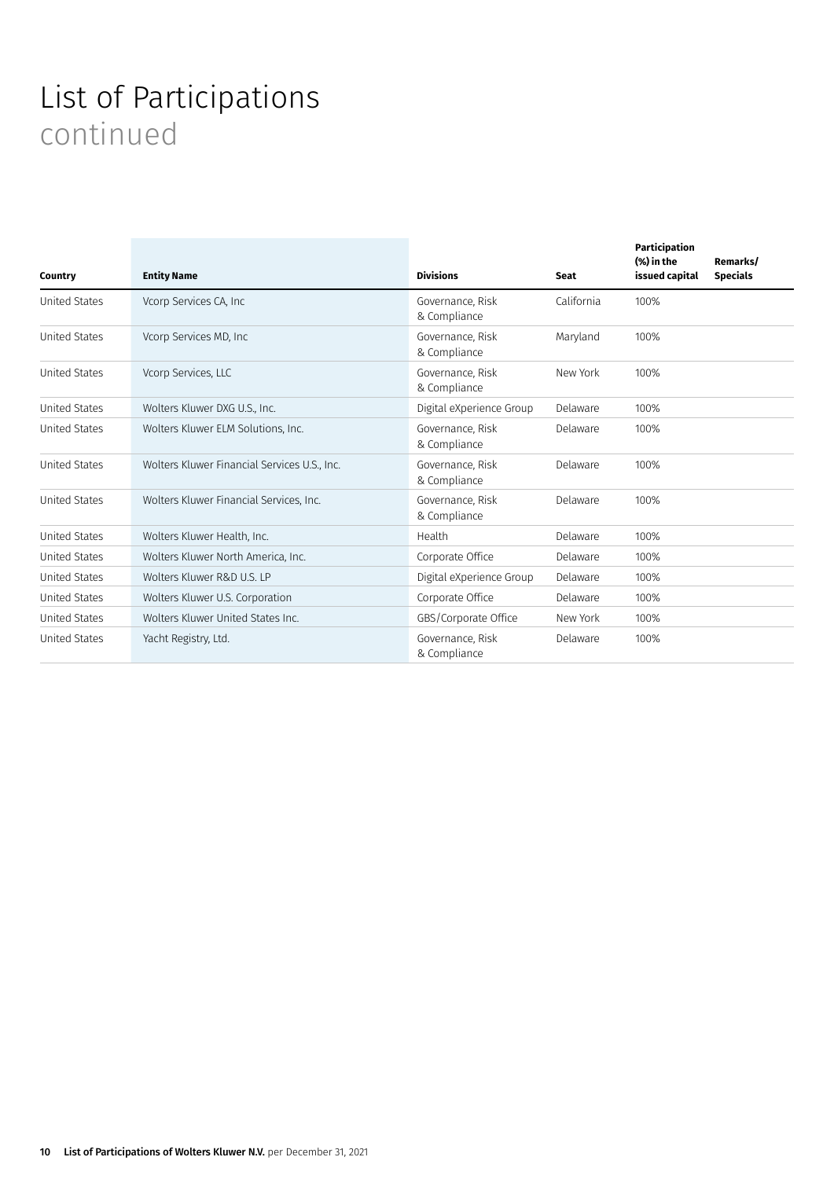# List of Participations
continued

| Country | Entity Name | Divisions | Seat | Participation (%) in the issued capital | Remarks/ Specials |
|---|---|---|---|---|---|
| United States | Vcorp Services CA, Inc | Governance, Risk & Compliance | California | 100% | |
| United States | Vcorp Services MD, Inc | Governance, Risk & Compliance | Maryland | 100% | |
| United States | Vcorp Services, LLC | Governance, Risk & Compliance | New York | 100% | |
| United States | Wolters Kluwer DXG U.S., Inc. | Digital eXperience Group | Delaware | 100% | |
| United States | Wolters Kluwer ELM Solutions, Inc. | Governance, Risk & Compliance | Delaware | 100% | |
| United States | Wolters Kluwer Financial Services U.S., Inc. | Governance, Risk & Compliance | Delaware | 100% | |
| United States | Wolters Kluwer Financial Services, Inc. | Governance, Risk & Compliance | Delaware | 100% | |
| United States | Wolters Kluwer Health, Inc. | Health | Delaware | 100% | |
| United States | Wolters Kluwer North America, Inc. | Corporate Office | Delaware | 100% | |
| United States | Wolters Kluwer R&D U.S. LP | Digital eXperience Group | Delaware | 100% | |
| United States | Wolters Kluwer U.S. Corporation | Corporate Office | Delaware | 100% | |
| United States | Wolters Kluwer United States Inc. | GBS/Corporate Office | New York | 100% | |
| United States | Yacht Registry, Ltd. | Governance, Risk & Compliance | Delaware | 100% | |